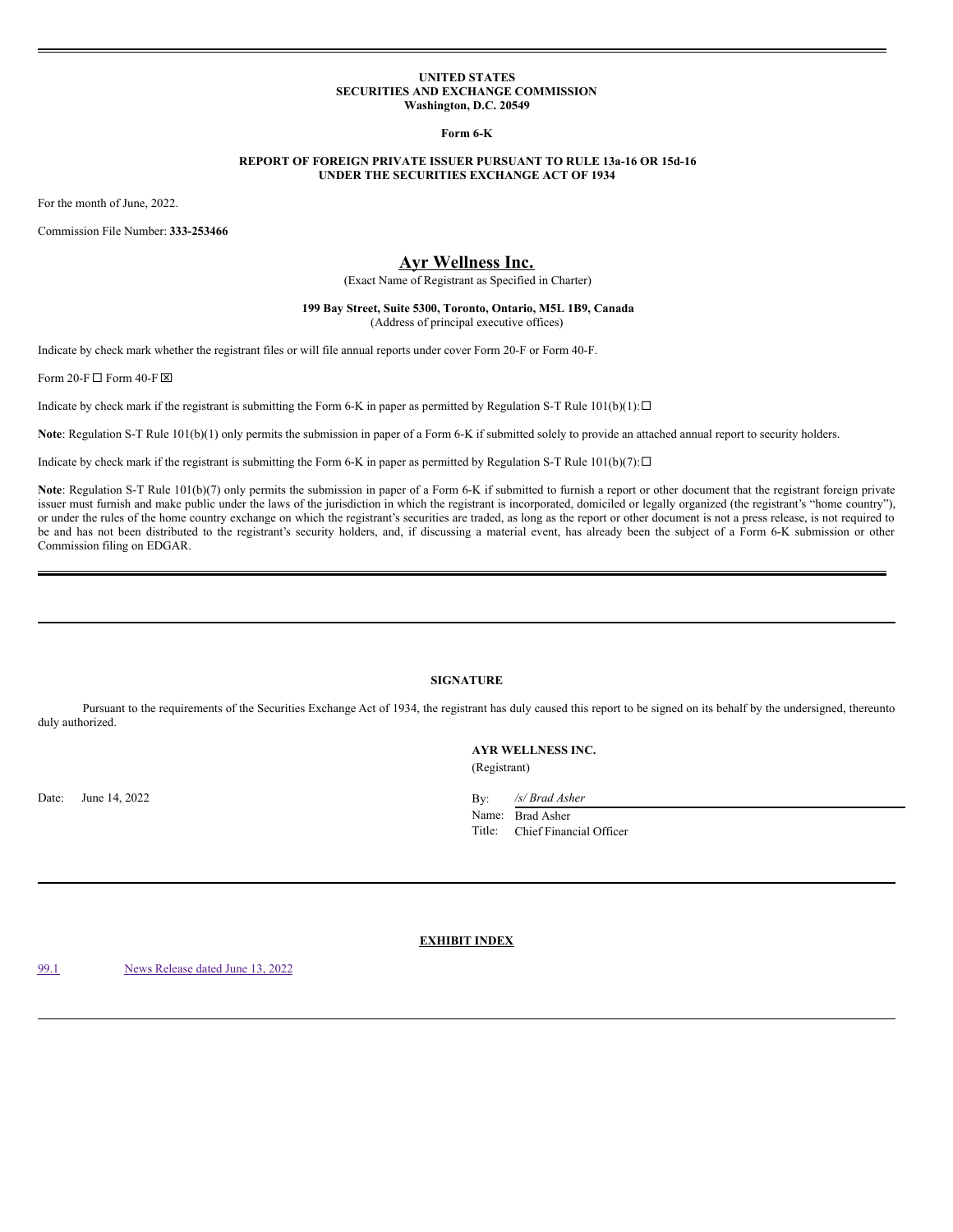**UNITED STATES**
**SECURITIES AND EXCHANGE COMMISSION**
**Washington, D.C. 20549**

**Form 6-K**

**REPORT OF FOREIGN PRIVATE ISSUER PURSUANT TO RULE 13a-16 OR 15d-16**
**UNDER THE SECURITIES EXCHANGE ACT OF 1934**

For the month of June, 2022.

Commission File Number: **333-253466**

# Ayr Wellness Inc.

(Exact Name of Registrant as Specified in Charter)

**199 Bay Street, Suite 5300, Toronto, Ontario, M5L 1B9, Canada**
(Address of principal executive offices)

Indicate by check mark whether the registrant files or will file annual reports under cover Form 20-F or Form 40-F.

Form 20-F ☐ Form 40-F ☒

Indicate by check mark if the registrant is submitting the Form 6-K in paper as permitted by Regulation S-T Rule 101(b)(1): ☐

**Note**: Regulation S-T Rule 101(b)(1) only permits the submission in paper of a Form 6-K if submitted solely to provide an attached annual report to security holders.

Indicate by check mark if the registrant is submitting the Form 6-K in paper as permitted by Regulation S-T Rule 101(b)(7): ☐

**Note**: Regulation S-T Rule 101(b)(7) only permits the submission in paper of a Form 6-K if submitted to furnish a report or other document that the registrant foreign private issuer must furnish and make public under the laws of the jurisdiction in which the registrant is incorporated, domiciled or legally organized (the registrant's "home country"), or under the rules of the home country exchange on which the registrant's securities are traded, as long as the report or other document is not a press release, is not required to be and has not been distributed to the registrant's security holders, and, if discussing a material event, has already been the subject of a Form 6-K submission or other Commission filing on EDGAR.

---

**SIGNATURE**

Pursuant to the requirements of the Securities Exchange Act of 1934, the registrant has duly caused this report to be signed on its behalf by the undersigned, thereunto duly authorized.

**AYR WELLNESS INC.**
(Registrant)

Date: June 14, 2022

By: */s/ Brad Asher*
Name: Brad Asher
Title: Chief Financial Officer

---

**EXHIBIT INDEX**

| | |
|---|---|
| 99.1 | News Release dated June 13, 2022 |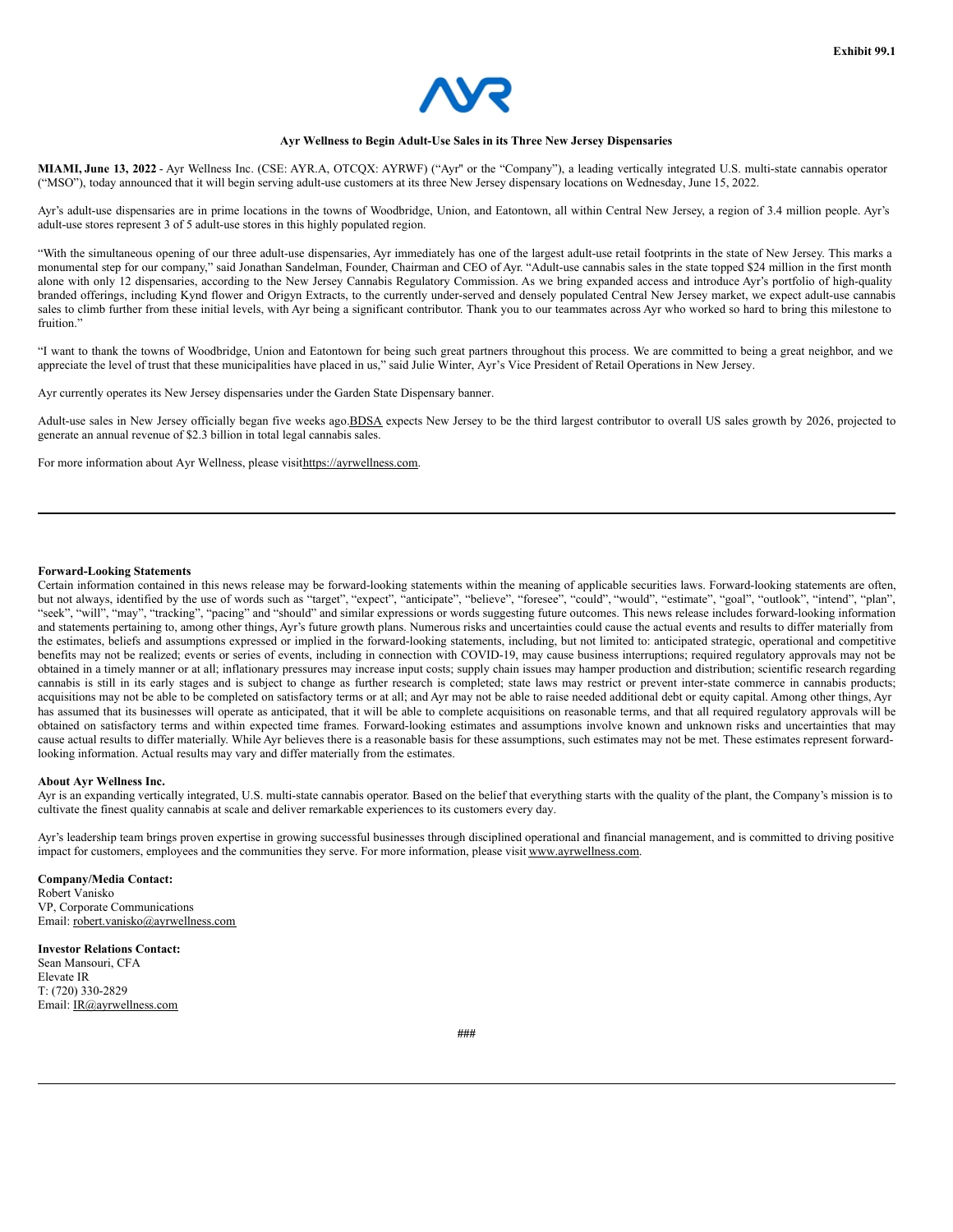Exhibit 99.1

AYR

**Ayr Wellness to Begin Adult-Use Sales in its Three New Jersey Dispensaries**

**MIAMI, June 13, 2022** - Ayr Wellness Inc. (CSE: AYR.A, OTCQX: AYRWF) ("Ayr" or the "Company"), a leading vertically integrated U.S. multi-state cannabis operator ("MSO"), today announced that it will begin serving adult-use customers at its three New Jersey dispensary locations on Wednesday, June 15, 2022.

Ayr's adult-use dispensaries are in prime locations in the towns of Woodbridge, Union, and Eatontown, all within Central New Jersey, a region of 3.4 million people. Ayr's adult-use stores represent 3 of 5 adult-use stores in this highly populated region.

"With the simultaneous opening of our three adult-use dispensaries, Ayr immediately has one of the largest adult-use retail footprints in the state of New Jersey. This marks a monumental step for our company," said Jonathan Sandelman, Founder, Chairman and CEO of Ayr. "Adult-use cannabis sales in the state topped $24 million in the first month alone with only 12 dispensaries, according to the New Jersey Cannabis Regulatory Commission. As we bring expanded access and introduce Ayr's portfolio of high-quality branded offerings, including Kynd flower and Origyn Extracts, to the currently under-served and densely populated Central New Jersey market, we expect adult-use cannabis sales to climb further from these initial levels, with Ayr being a significant contributor. Thank you to our teammates across Ayr who worked so hard to bring this milestone to fruition."

"I want to thank the towns of Woodbridge, Union and Eatontown for being such great partners throughout this process. We are committed to being a great neighbor, and we appreciate the level of trust that these municipalities have placed in us," said Julie Winter, Ayr's Vice President of Retail Operations in New Jersey.

Ayr currently operates its New Jersey dispensaries under the Garden State Dispensary banner.

Adult-use sales in New Jersey officially began five weeks ago. BDSA expects New Jersey to be the third largest contributor to overall US sales growth by 2026, projected to generate an annual revenue of $2.3 billion in total legal cannabis sales.

For more information about Ayr Wellness, please visit https://ayrwellness.com.

---

**Forward-Looking Statements**

Certain information contained in this news release may be forward-looking statements within the meaning of applicable securities laws. Forward-looking statements are often, but not always, identified by the use of words such as "target", "expect", "anticipate", "believe", "foresee", "could", "would", "estimate", "goal", "outlook", "intend", "plan", "seek", "will", "may", "tracking", "pacing" and "should" and similar expressions or words suggesting future outcomes. This news release includes forward-looking information and statements pertaining to, among other things, Ayr's future growth plans. Numerous risks and uncertainties could cause the actual events and results to differ materially from the estimates, beliefs and assumptions expressed or implied in the forward-looking statements, including, but not limited to: anticipated strategic, operational and competitive benefits may not be realized; events or series of events, including in connection with COVID-19, may cause business interruptions; required regulatory approvals may not be obtained in a timely manner or at all; inflationary pressures may increase input costs; supply chain issues may hamper production and distribution; scientific research regarding cannabis is still in its early stages and is subject to change as further research is completed; state laws may restrict or prevent inter-state commerce in cannabis products; acquisitions may not be able to be completed on satisfactory terms or at all; and Ayr may not be able to raise needed additional debt or equity capital. Among other things, Ayr has assumed that its businesses will operate as anticipated, that it will be able to complete acquisitions on reasonable terms, and that all required regulatory approvals will be obtained on satisfactory terms and within expected time frames. Forward-looking estimates and assumptions involve known and unknown risks and uncertainties that may cause actual results to differ materially. While Ayr believes there is a reasonable basis for these assumptions, such estimates may not be met. These estimates represent forward-looking information. Actual results may vary and differ materially from the estimates.

**About Ayr Wellness Inc.**

Ayr is an expanding vertically integrated, U.S. multi-state cannabis operator. Based on the belief that everything starts with the quality of the plant, the Company's mission is to cultivate the finest quality cannabis at scale and deliver remarkable experiences to its customers every day.

Ayr's leadership team brings proven expertise in growing successful businesses through disciplined operational and financial management, and is committed to driving positive impact for customers, employees and the communities they serve. For more information, please visit www.ayrwellness.com.

**Company/Media Contact:**
Robert Vanisko
VP, Corporate Communications
Email: robert.vanisko@ayrwellness.com

**Investor Relations Contact:**
Sean Mansouri, CFA
Elevate IR
T: (720) 330-2829
Email: IR@ayrwellness.com

###